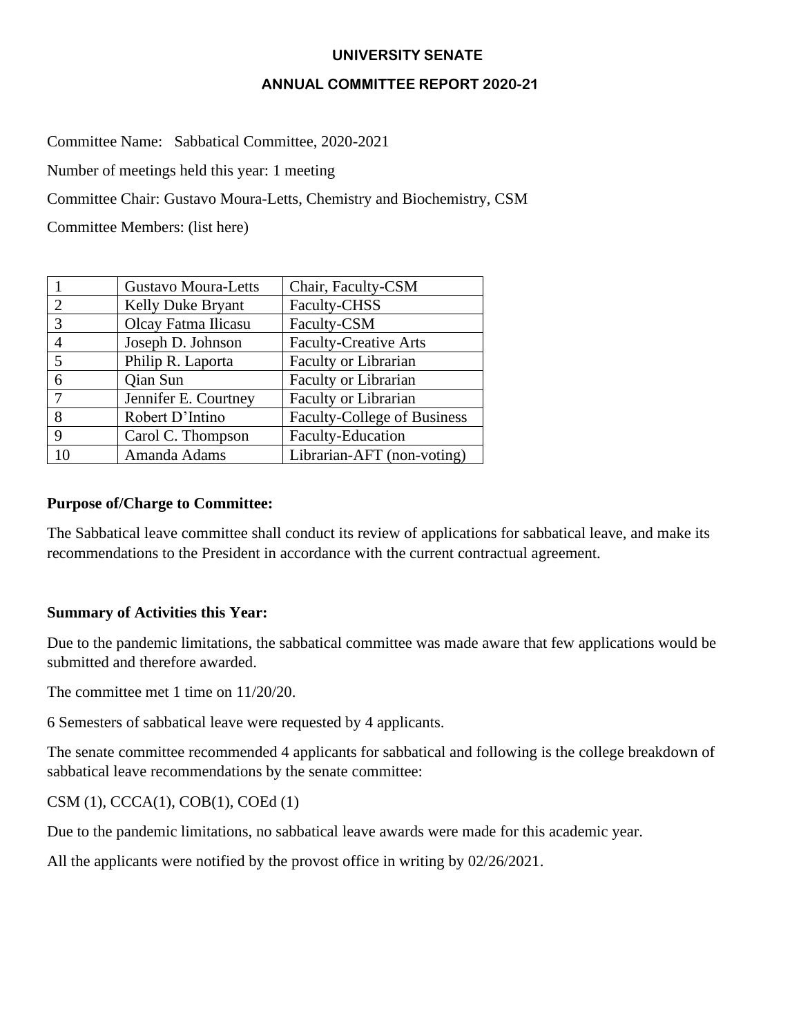**UNIVERSITY SENATE**

**ANNUAL COMMITTEE REPORT 2020-21**

Committee Name: Sabbatical Committee, 2020-2021

Number of meetings held this year: 1 meeting

Committee Chair: Gustavo Moura-Letts, Chemistry and Biochemistry, CSM

Committee Members: (list here)

| | | |
|---|---|---|
| 1 | Gustavo Moura-Letts | Chair, Faculty-CSM |
| 2 | Kelly Duke Bryant | Faculty-CHSS |
| 3 | Olcay Fatma Ilicasu | Faculty-CSM |
| 4 | Joseph D. Johnson | Faculty-Creative Arts |
| 5 | Philip R. Laporta | Faculty or Librarian |
| 6 | Qian Sun | Faculty or Librarian |
| 7 | Jennifer E. Courtney | Faculty or Librarian |
| 8 | Robert D'Intino | Faculty-College of Business |
| 9 | Carol C. Thompson | Faculty-Education |
| 10 | Amanda Adams | Librarian-AFT (non-voting) |

**Purpose of/Charge to Committee:**

The Sabbatical leave committee shall conduct its review of applications for sabbatical leave, and make its recommendations to the President in accordance with the current contractual agreement.

**Summary of Activities this Year:**

Due to the pandemic limitations, the sabbatical committee was made aware that few applications would be submitted and therefore awarded.

The committee met 1 time on 11/20/20.

6 Semesters of sabbatical leave were requested by 4 applicants.

The senate committee recommended 4 applicants for sabbatical and following is the college breakdown of sabbatical leave recommendations by the senate committee:

CSM (1), CCCA(1), COB(1), COEd (1)

Due to the pandemic limitations, no sabbatical leave awards were made for this academic year.

All the applicants were notified by the provost office in writing by 02/26/2021.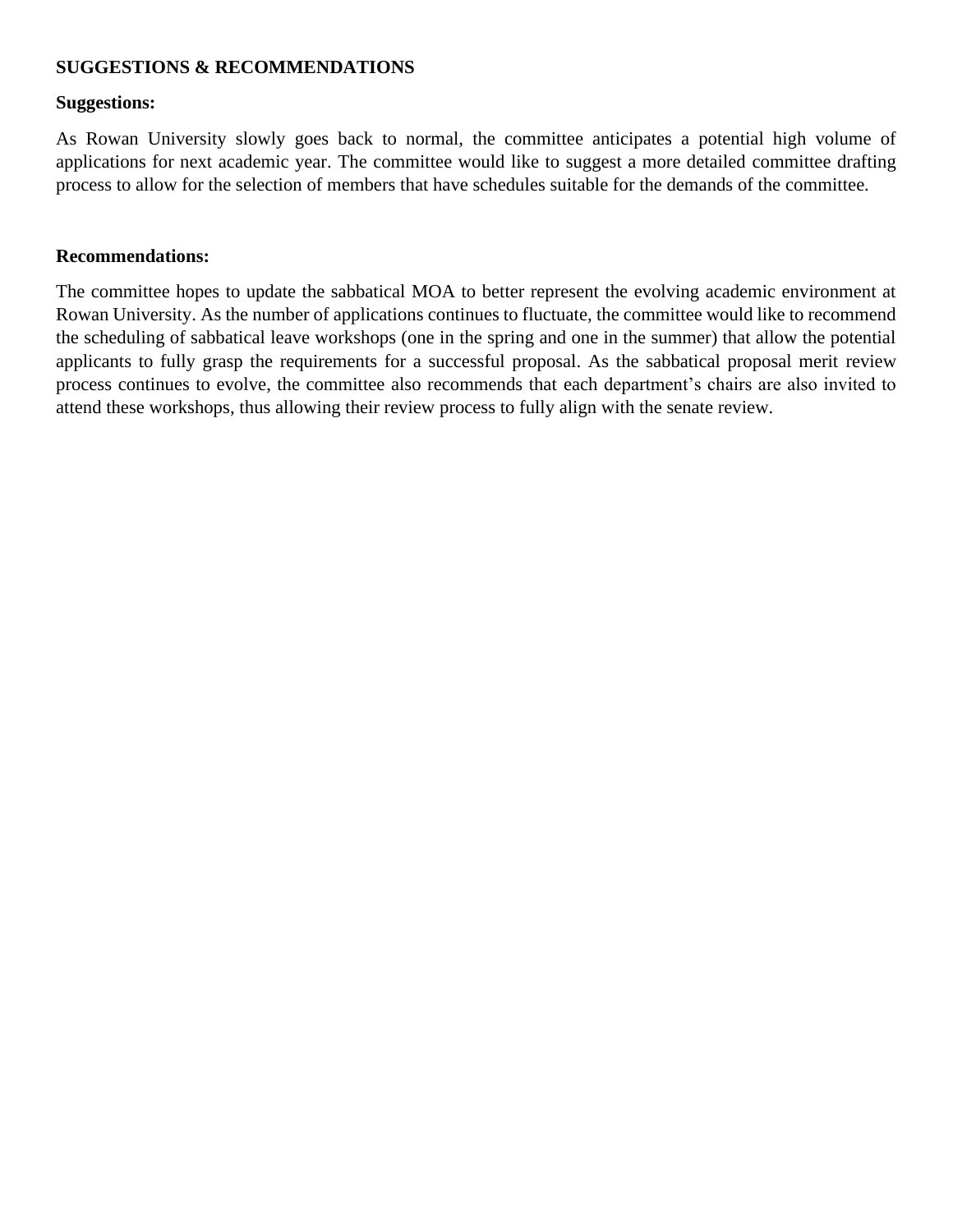## SUGGESTIONS & RECOMMENDATIONS

**Suggestions:**

As Rowan University slowly goes back to normal, the committee anticipates a potential high volume of applications for next academic year. The committee would like to suggest a more detailed committee drafting process to allow for the selection of members that have schedules suitable for the demands of the committee.

**Recommendations:**

The committee hopes to update the sabbatical MOA to better represent the evolving academic environment at Rowan University. As the number of applications continues to fluctuate, the committee would like to recommend the scheduling of sabbatical leave workshops (one in the spring and one in the summer) that allow the potential applicants to fully grasp the requirements for a successful proposal. As the sabbatical proposal merit review process continues to evolve, the committee also recommends that each department's chairs are also invited to attend these workshops, thus allowing their review process to fully align with the senate review.